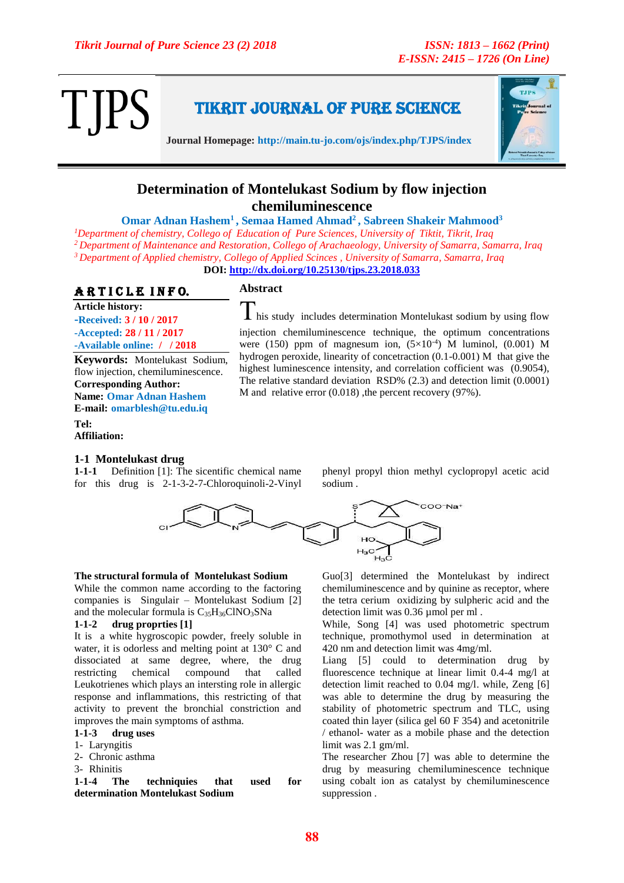**TJPS**

**TIKRIT JOURNAL OF PURE SCIENCE**

**Journal Homepage: http://main.tu-jo.com/ojs/index.php/TJPS/index**

# Determination of Montelukast Sodium by flow injection chemiluminescence

**Omar Adnan Hashem[1] , Semaa Hamed Ahmad[2] , Sabreen Shakeir Mahmood[3]**

[1] *Department of chemistry, College of Education of Pure Sciences, University of Tiktit, Tikrit, Iraq*

[2] *Department of Maintenance and Restoration, College of Arachaeology, University of Samarra, Samarra, Iraq*

[3] *Department of Applied chemistry, College of Applied Scinces , University of Samarra, Samarra, Iraq*

**DOI: http://dx.doi.org/10.25130/tjps.23.2018.033**

**ARTICLE INFO.**

**Article history:**

-Received: 3 / 10 / 2017

-Accepted: 28 / 11 / 2017

-Available online: / / 2018

**Keywords:** Montelukast Sodium, flow injection, chemiluminescence.

**Corresponding Author:**

**Name:** Omar Adnan Hashem

**E-mail:** omarblesh@tu.edu.iq

**Tel:**

**Affiliation:**

## Abstract

This study includes determination Montelukast sodium by using flow injection chemiluminescence technique, the optimum concentrations were (150) ppm of magnesum ion, ($5\times10^{-4}$) M luminol, (0.001) M hydrogen peroxide, linearity of concetraction (0.1-0.001) M that give the highest luminescence intensity, and correlation cofficient was (0.9054), The relative standard deviation RSD% (2.3) and detection limit (0.0001) M and relative error (0.018) ,the percent recovery (97%).

## 1-1 Montelukast drug

**1-1-1** Definition [1]: The sicentific chemical name for this drug is 2-1-3-2-7-Chloroquinoli-2-Vinyl phenyl propyl thion methyl cyclopropyl acetic acid sodium .

**The structural formula of Montelukast Sodium**

While the common name according to the factoring companies is Singulair – Montelukast Sodium [2] and the molecular formula is $C_{35}H_{36}ClNO_3SNa$

**1-1-2 drug proprties [1]**

It is a white hygroscopic powder, freely soluble in water, it is odorless and melting point at 130° C and dissociated at same degree, where, the drug restricting chemical compound that called Leukotrienes which plays an intersting role in allergic response and inflammations, this restricting of that activity to prevent the bronchial constriction and improves the main symptoms of asthma.

**1-1-3 drug uses**

1- Laryngitis
2- Chronic asthma
3- Rhinitis

**1-1-4 The techiniquies that used for determination Montelukast Sodium**

Guo[3] determined the Montelukast by indirect chemiluminescence and by quinine as receptor, where the tetra cerium oxidizing by sulpheric acid and the detection limit was 0.36 µmol per ml .

While, Song [4] was used photometric spectrum technique, promothymol used in determination at 420 nm and detection limit was 4mg/ml.

Liang [5] could to determination drug by fluorescence technique at linear limit 0.4-4 mg/l at detection limit reached to 0.04 mg/l. while, Zeng [6] was able to determine the drug by measuring the stability of photometric spectrum and TLC, using coated thin layer (silica gel 60 F 354) and acetonitrile / ethanol- water as a mobile phase and the detection limit was 2.1 gm/ml.

The researcher Zhou [7] was able to determine the drug by measuring chemiluminescence technique using cobalt ion as catalyst by chemiluminescence suppression .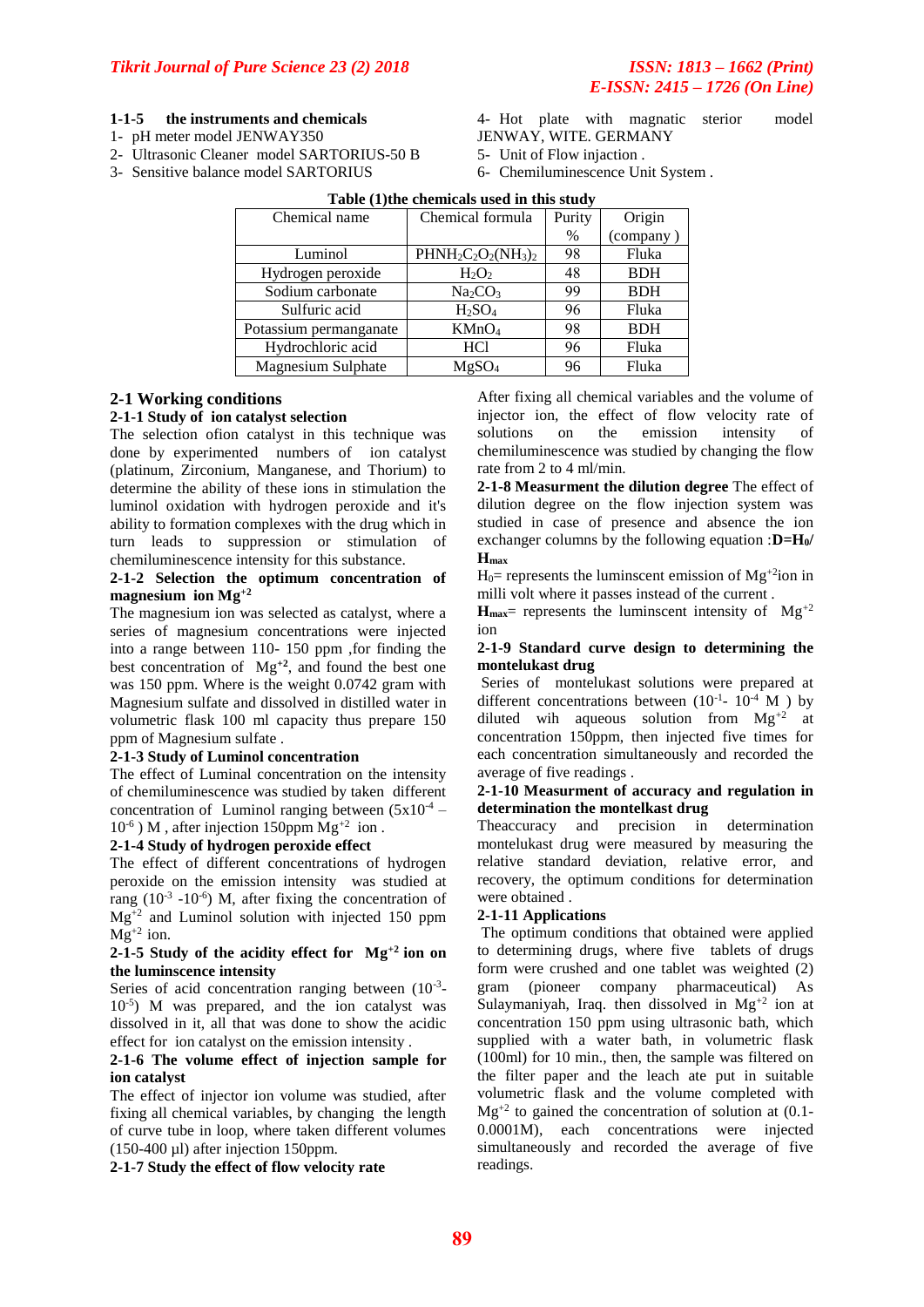#### 1-1-5 the instruments and chemicals

1- pH meter model JENWAY350
2- Ultrasonic Cleaner model SARTORIUS-50 B
3- Sensitive balance model SARTORIUS
4- Hot plate with magnatic sterior model JENWAY, WITE. GERMANY
5- Unit of Flow injection .
6- Chemiluminescence Unit System .

**Table (1)the chemicals used in this study**

| Chemical name | Chemical formula | Purity % | Origin (company ) |
|---|---|---|---|
| Luminol | $PHNH_2C_2O_2(NH_3)_2$ | 98 | Fluka |
| Hydrogen peroxide | $H_2O_2$ | 48 | BDH |
| Sodium carbonate | $Na_2CO_3$ | 99 | BDH |
| Sulfuric acid | $H_2SO_4$ | 96 | Fluka |
| Potassium permanganate | $KMnO_4$ | 98 | BDH |
| Hydrochloric acid | HCl | 96 | Fluka |
| Magnesium Sulphate | $MgSO_4$ | 96 | Fluka |

## 2-1 Working conditions

### 2-1-1 Study of ion catalyst selection

The selection ofion catalyst in this technique was done by experimented numbers of ion catalyst (platinum, Zirconium, Manganese, and Thorium) to determine the ability of these ions in stimulation the luminol oxidation with hydrogen peroxide and it's ability to formation complexes with the drug which in turn leads to suppression or stimulation of chemiluminescence intensity for this substance.

### 2-1-2 Selection the optimum concentration of magnesium ion $Mg^{+2}$

The magnesium ion was selected as catalyst, where a series of magnesium concentrations were injected into a range between 110- 150 ppm ,for finding the best concentration of $Mg^{+2}$, and found the best one was 150 ppm. Where is the weight 0.0742 gram with Magnesium sulfate and dissolved in distilled water in volumetric flask 100 ml capacity thus prepare 150 ppm of Magnesium sulfate .

### 2-1-3 Study of Luminol concentration

The effect of Luminal concentration on the intensity of chemiluminescence was studied by taken different concentration of Luminol ranging between ($5x10^{-4}$ – $10^{-6}$ ) M , after injection 150ppm $Mg^{+2}$ ion .

### 2-1-4 Study of hydrogen peroxide effect

The effect of different concentrations of hydrogen peroxide on the emission intensity was studied at rang ($10^{-3}$ -$10^{-6}$) M, after fixing the concentration of $Mg^{+2}$ and Luminol solution with injected 150 ppm $Mg^{+2}$ ion.

### 2-1-5 Study of the acidity effect for $Mg^{+2}$ ion on the luminscence intensity

Series of acid concentration ranging between ($10^{-3}$-$10^{-5}$) M was prepared, and the ion catalyst was dissolved in it, all that was done to show the acidic effect for ion catalyst on the emission intensity .

### 2-1-6 The volume effect of injection sample for ion catalyst

The effect of injector ion volume was studied, after fixing all chemical variables, by changing the length of curve tube in loop, where taken different volumes (150-400 µl) after injection 150ppm.

### 2-1-7 Study the effect of flow velocity rate

After fixing all chemical variables and the volume of injector ion, the effect of flow velocity rate of solutions on the emission intensity of chemiluminescence was studied by changing the flow rate from 2 to 4 ml/min.

**2-1-8 Measurment the dilution degree** The effect of dilution degree on the flow injection system was studied in case of presence and absence the ion exchanger columns by the following equation :$\mathbf{D=H_0/H_{max}}$

$H_0$= represents the luminscent emission of $Mg^{+2}$ion in milli volt where it passes instead of the current .

$\mathbf{H_{max}}$= represents the luminscent intensity of $Mg^{+2}$ ion

### 2-1-9 Standard curve design to determining the montelukast drug

Series of montelukast solutions were prepared at different concentrations between ($10^{-1}$- $10^{-4}$ M ) by diluted wih aqueous solution from $Mg^{+2}$ at concentration 150ppm, then injected five times for each concentration simultaneously and recorded the average of five readings .

### 2-1-10 Measurment of accuracy and regulation in determination the montelkast drug

Theaccuracy and precision in determination montelukast drug were measured by measuring the relative standard deviation, relative error, and recovery, the optimum conditions for determination were obtained .

### 2-1-11 Applications

The optimum conditions that obtained were applied to determining drugs, where five tablets of drugs form were crushed and one tablet was weighted (2) gram (pioneer company pharmaceutical) As Sulaymaniyah, Iraq. then dissolved in $Mg^{+2}$ ion at concentration 150 ppm using ultrasonic bath, which supplied with a water bath, in volumetric flask (100ml) for 10 min., then, the sample was filtered on the filter paper and the leach ate put in suitable volumetric flask and the volume completed with $Mg^{+2}$ to gained the concentration of solution at (0.1-0.0001M), each concentrations were injected simultaneously and recorded the average of five readings.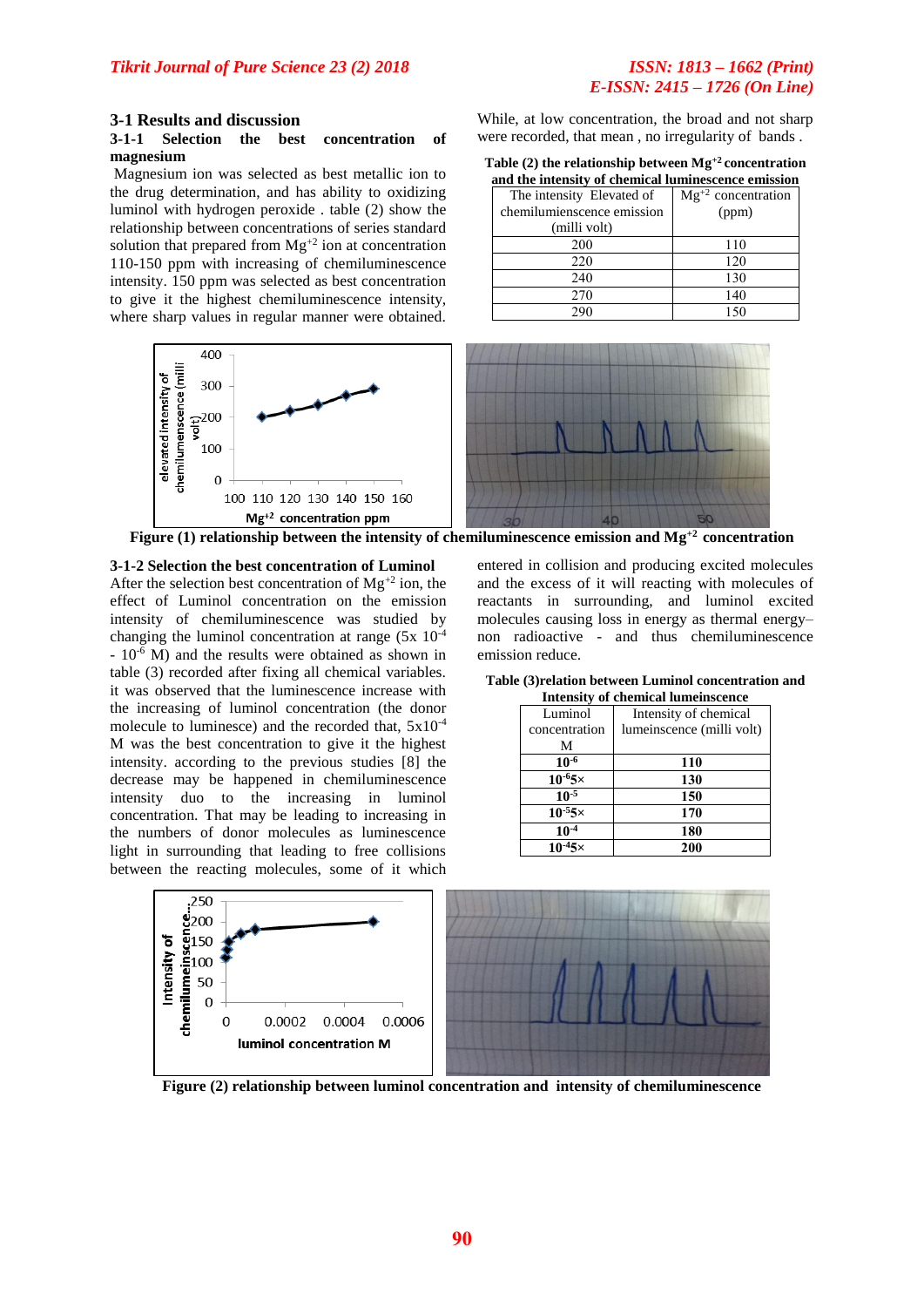## 3-1 Results and discussion

### 3-1-1 Selection the best concentration of magnesium

Magnesium ion was selected as best metallic ion to the drug determination, and has ability to oxidizing luminol with hydrogen peroxide . table (2) show the relationship between concentrations of series standard solution that prepared from $Mg^{+2}$ ion at concentration 110-150 ppm with increasing of chemiluminescence intensity. 150 ppm was selected as best concentration to give it the highest chemiluminescence intensity, where sharp values in regular manner were obtained. While, at low concentration, the broad and not sharp were recorded, that mean , no irregularity of bands .

**Table (2) the relationship between $Mg^{+2}$ concentration and the intensity of chemical luminescence emission**

| The intensity Elevated of chemilumienscence emission (milli volt) | $Mg^{+2}$ concentration (ppm) |
|---|---|
| 200 | 110 |
| 220 | 120 |
| 240 | 130 |
| 270 | 140 |
| 290 | 150 |

**Figure (1) relationship between the intensity of chemiluminescence emission and $Mg^{+2}$ concentration**

### 3-1-2 Selection the best concentration of Luminol

After the selection best concentration of $Mg^{+2}$ ion, the effect of Luminol concentration on the emission intensity of chemiluminescence was studied by changing the luminol concentration at range ($5x\ 10^{-4}$ - $10^{-6}$ M) and the results were obtained as shown in table (3) recorded after fixing all chemical variables. it was observed that the luminescence increase with the increasing of luminol concentration (the donor molecule to luminesce) and the recorded that, $5x10^{-4}$ M was the best concentration to give it the highest intensity. according to the previous studies [8] the decrease may be happened in chemiluminescence intensity duo to the increasing in luminol concentration. That may be leading to increasing in the numbers of donor molecules as luminescence light in surrounding that leading to free collisions between the reacting molecules, some of it which entered in collision and producing excited molecules and the excess of it will reacting with molecules of reactants in surrounding, and luminol excited molecules causing loss in energy as thermal energy– non radioactive - and thus chemiluminescence emission reduce.

**Table (3)relation between Luminol concentration and Intensity of chemical lumeinscence**

| Luminol concentration M | Intensity of chemical lumeinscence (milli volt) |
|---|---|
| **$10^{-6}$** | **110** |
| **$10^{-6}5\times$** | **130** |
| **$10^{-5}$** | **150** |
| **$10^{-5}5\times$** | **170** |
| **$10^{-4}$** | **180** |
| **$10^{-4}5\times$** | **200** |

**Figure (2) relationship between luminol concentration and intensity of chemiluminescence**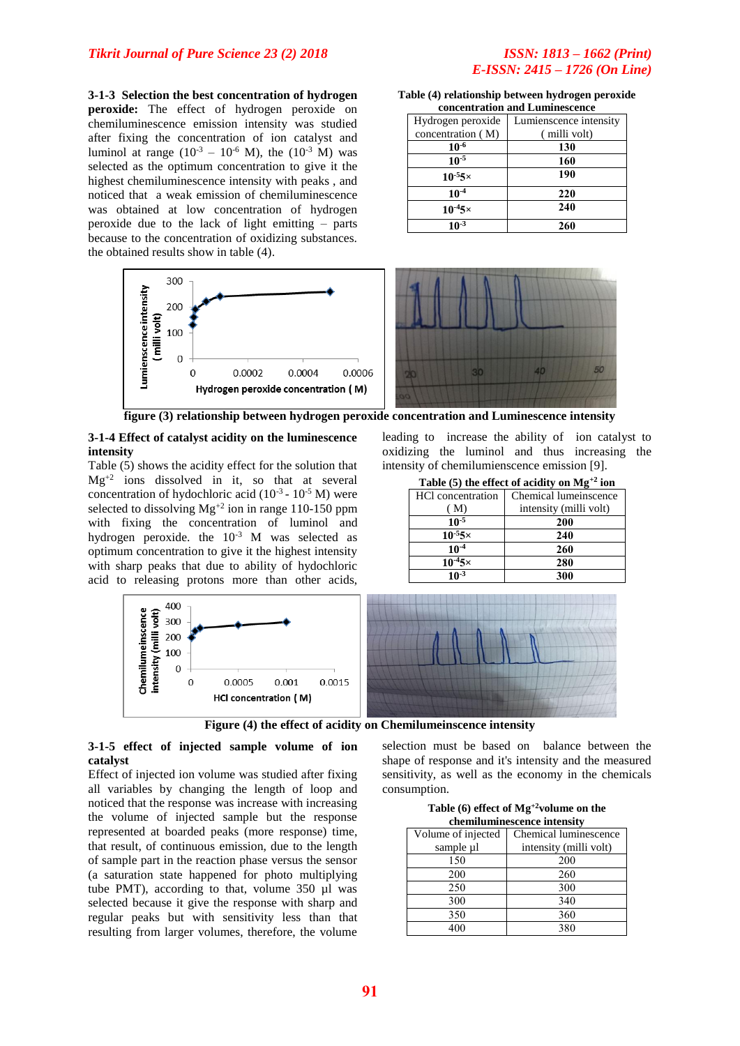**3-1-3 Selection the best concentration of hydrogen peroxide:** The effect of hydrogen peroxide on chemiluminescence emission intensity was studied after fixing the concentration of ion catalyst and luminol at range ($10^{-3}$ – $10^{-6}$ M), the ($10^{-3}$ M) was selected as the optimum concentration to give it the highest chemiluminescence intensity with peaks , and noticed that a weak emission of chemiluminescence was obtained at low concentration of hydrogen peroxide due to the lack of light emitting – parts because to the concentration of oxidizing substances. the obtained results show in table (4).

**Table (4) relationship between hydrogen peroxide concentration and Luminescence**

| Hydrogen peroxide concentration ( M) | Lumienscence intensity ( milli volt) |
|---|---|
| $10^{-6}$ | 130 |
| $10^{-5}$ | 160 |
| $10^{-5}5\times$ | 190 |
| $10^{-4}$ | 220 |
| $10^{-4}5\times$ | 240 |
| $10^{-3}$ | 260 |

**figure (3) relationship between hydrogen peroxide concentration and Luminescence intensity**

**3-1-4 Effect of catalyst acidity on the luminescence intensity**

Table (5) shows the acidity effect for the solution that $Mg^{+2}$ ions dissolved in it, so that at several concentration of hydochloric acid ($10^{-3}$ - $10^{-5}$ M) were selected to dissolving $Mg^{+2}$ ion in range 110-150 ppm with fixing the concentration of luminol and hydrogen peroxide. the $10^{-3}$ M was selected as optimum concentration to give it the highest intensity with sharp peaks that due to ability of hydrochloric acid to releasing protons more than other acids, leading to increase the ability of ion catalyst to oxidizing the luminol and thus increasing the intensity of chemiluminscence emission [9].

**Table (5) the effect of acidity on $Mg^{+2}$ ion**

| HCl concentration ( M) | Chemical lumeinscence intensity (milli volt) |
|---|---|
| $10^{-5}$ | 200 |
| $10^{-5}5\times$ | 240 |
| $10^{-4}$ | 260 |
| $10^{-4}5\times$ | 280 |
| $10^{-3}$ | 300 |

**Figure (4) the effect of acidity on Chemilumeinscence intensity**

**3-1-5 effect of injected sample volume of ion catalyst**

Effect of injected ion volume was studied after fixing all variables by changing the length of loop and noticed that the response was increase with increasing the volume of injected sample but the response represented at boarded peaks (more response) time, that result, of continuous emission, due to the length of sample part in the reaction phase versus the sensor (a saturation state happened for photo multiplying tube PMT), according to that, volume 350 µl was selected because it give the response with sharp and regular peaks but with sensitivity less than that resulting from larger volumes, therefore, the volume selection must be based on balance between the shape of response and it's intensity and the measured sensitivity, as well as the economy in the chemicals consumption.

**Table (6) effect of $Mg^{+2}$volume on the chemiluminescence intensity**

| Volume of injected sample µl | Chemical lumeinscence intensity (milli volt) |
|---|---|
| 150 | 200 |
| 200 | 260 |
| 250 | 300 |
| 300 | 340 |
| 350 | 360 |
| 400 | 380 |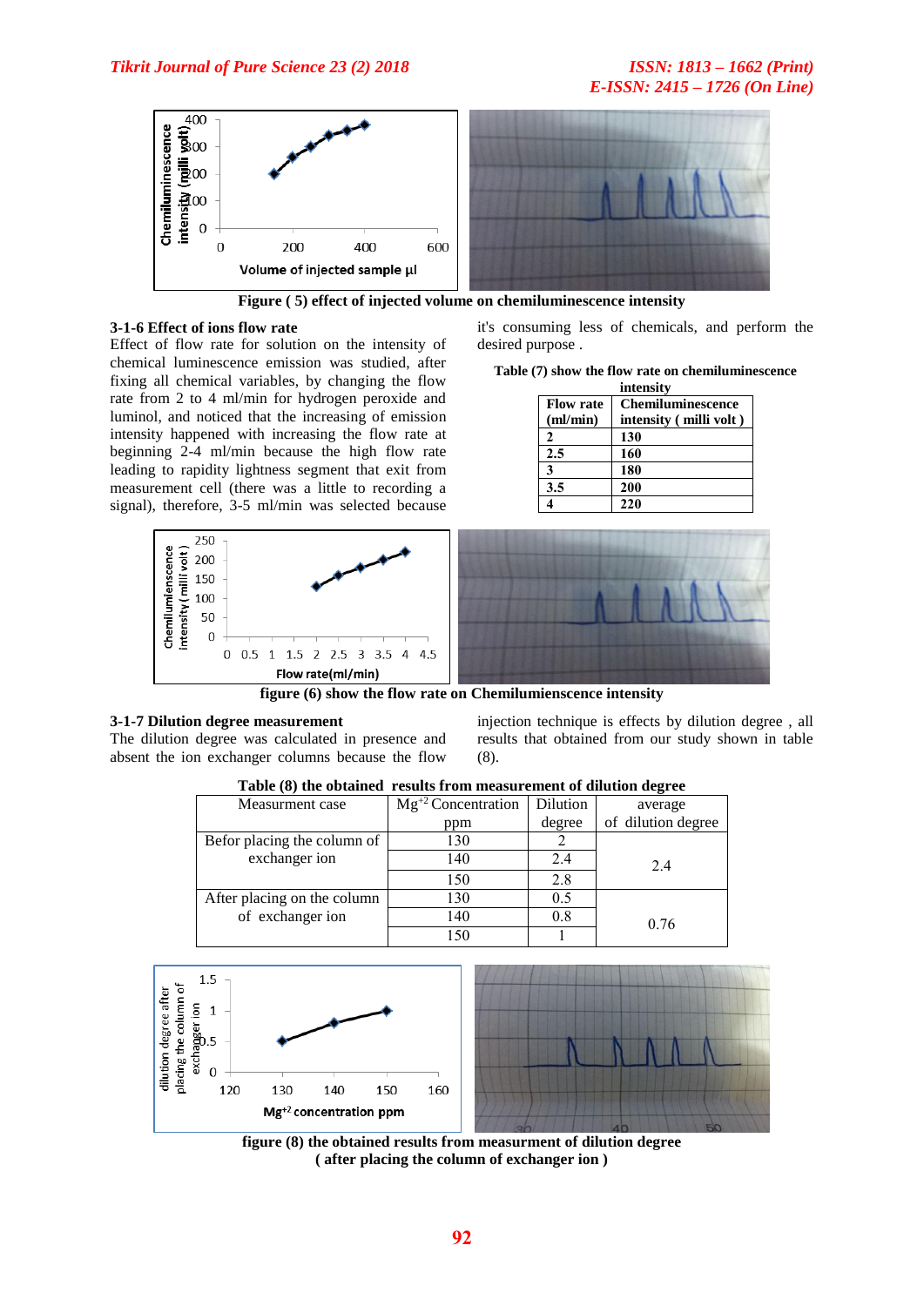Figure ( 5) effect of injected volume on chemiluminescence intensity

### 3-1-6 Effect of ions flow rate

Effect of flow rate for solution on the intensity of chemical luminescence emission was studied, after fixing all chemical variables, by changing the flow rate from 2 to 4 ml/min for hydrogen peroxide and luminol, and noticed that the increasing of emission intensity happened with increasing the flow rate at beginning 2-4 ml/min because the high flow rate leading to rapidity lightness segment that exit from measurement cell (there was a little to recording a signal), therefore, 3-5 ml/min was selected because it's consuming less of chemicals, and perform the desired purpose .

**Table (7) show the flow rate on chemiluminescence intensity**

| Flow rate (ml/min) | Chemiluminescence intensity ( milli volt ) |
|---|---|
| 2 | 130 |
| 2.5 | 160 |
| 3 | 180 |
| 3.5 | 200 |
| 4 | 220 |

figure (6) show the flow rate on Chemiluminescence intensity

### 3-1-7 Dilution degree measurement

The dilution degree was calculated in presence and absent the ion exchanger columns because the flow injection technique is effects by dilution degree , all results that obtained from our study shown in table (8).

**Table (8) the obtained results from measurement of dilution degree**

| Measurment case | $Mg^{+2}$ Concentration ppm | Dilution degree | average of dilution degree |
|---|---|---|---|
| Befor placing the column of exchanger ion | 130 | 2 | 2.4 |
| | 140 | 2.4 | |
| | 150 | 2.8 | |
| After placing on the column of exchanger ion | 130 | 0.5 | 0.76 |
| | 140 | 0.8 | |
| | 150 | 1 | |

figure (8) the obtained results from measurment of dilution degree ( after placing the column of exchanger ion )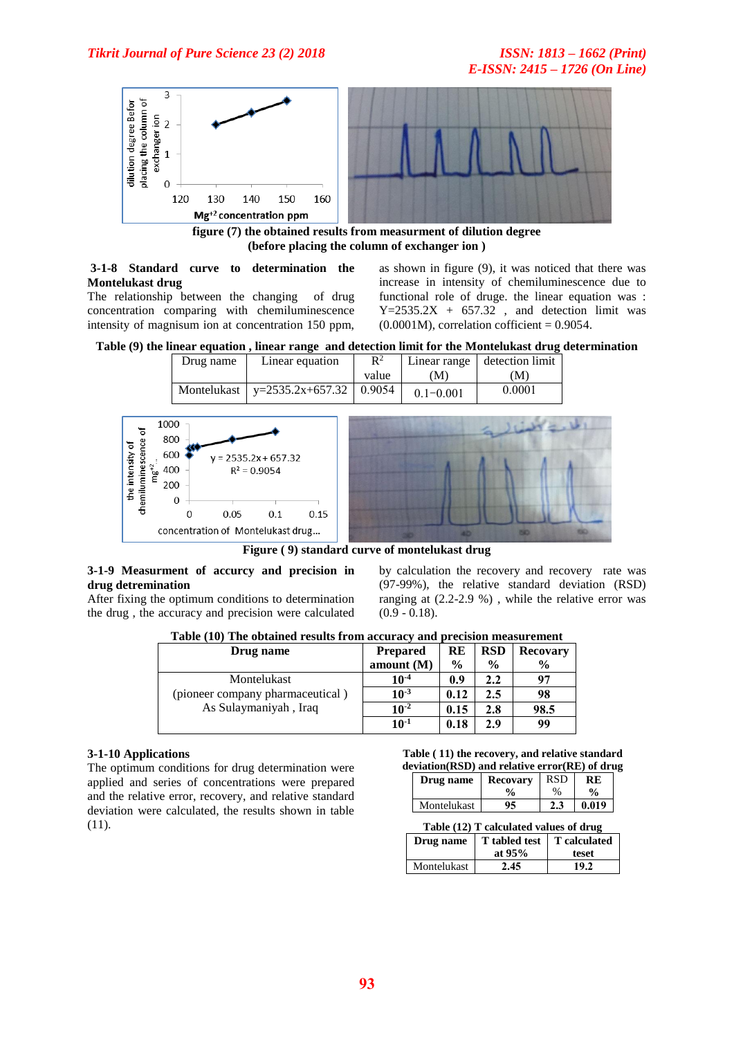figure (7) the obtained results from measurment of dilution degree (before placing the column of exchanger ion )

**3-1-8 Standard curve to determination the Montelukast drug**

The relationship between the changing of drug concentration comparing with chemiluminescence intensity of magnesium ion at concentration 150 ppm, as shown in figure (9), it was noticed that there was increase in intensity of chemiluminescence due to functional role of druge. the linear equation was : Y=2535.2X + 657.32 , and detection limit was (0.0001M), correlation coefficient = 0.9054.

**Table (9) the linear equation , linear range and detection limit for the Montelukast drug determination**

| Drug name | Linear equation | $R^2$ value | Linear range (M) | detection limit (M) |
|---|---|---|---|---|
| Montelukast | y=2535.2x+657.32 | 0.9054 | 0.1−0.001 | 0.0001 |

**Figure ( 9) standard curve of montelukast drug**

**3-1-9 Measurment of accurcy and precision in drug detremination**

After fixing the optimum conditions to determination the drug , the accuracy and precision were calculated by calculation the recovery and recovery rate was (97-99%), the relative standard deviation (RSD) ranging at (2.2-2.9 %) , while the relative error was (0.9 - 0.18).

**Table (10) The obtained results from accuracy and precision measurement**

| Drug name | Prepared amount (M) | RE % | RSD % | Recovery % |
|---|---|---|---|---|
| Montelukast (pioneer company pharmaceutical ) As Sulaymaniyah , Iraq | $10^{-4}$ | 0.9 | 2.2 | 97 |
| | $10^{-3}$ | 0.12 | 2.5 | 98 |
| | $10^{-2}$ | 0.15 | 2.8 | 98.5 |
| | $10^{-1}$ | 0.18 | 2.9 | 99 |

**3-1-10 Applications**

The optimum conditions for drug determination were applied and series of concentrations were prepared and the relative error, recovery, and relative standard deviation were calculated, the results shown in table (11).

**Table ( 11) the recovery, and relative standard deviation(RSD) and relative error(RE) of drug**

| Drug name | Recovary % | RSD % | RE % |
|---|---|---|---|
| Montelukast | 95 | 2.3 | 0.019 |

**Table (12) T calculated values of drug**

| Drug name | T tabled test at 95% | T calculated teset |
|---|---|---|
| Montelukast | 2.45 | 19.2 |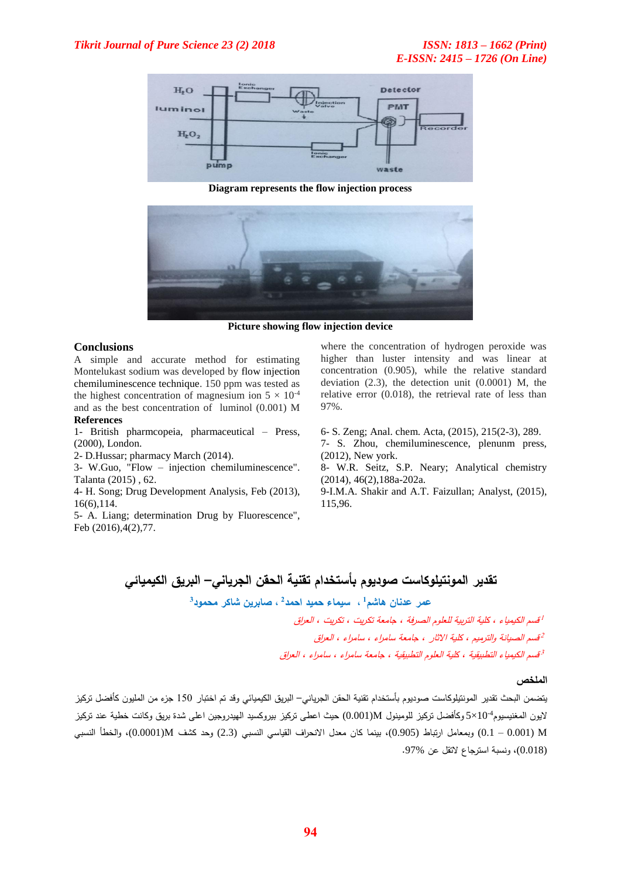Diagram represents the flow injection process

Picture showing flow injection device

## Conclusions

A simple and accurate method for estimating Montelukast sodium was developed by flow injection chemiluminescence technique. 150 ppm was tested as the highest concentration of magnesium ion $5 \times 10^{-4}$ and as the best concentration of luminol (0.001) M where the concentration of hydrogen peroxide was higher than luster intensity and was linear at concentration (0.905), while the relative standard deviation (2.3), the detection unit (0.0001) M, the relative error (0.018), the retrieval rate of less than 97%.

## References

1- British pharmcopeia, pharmaceutical – Press, (2000), London.
2- D.Hussar; pharmacy March (2014).
3- W.Guo, "Flow – injection chemiluminescence". Talanta (2015) , 62.
4- H. Song; Drug Development Analysis, Feb (2013), 16(6),114.
5- A. Liang; determination Drug by Fluorescence", Feb (2016),4(2),77.
6- S. Zeng; Anal. chem. Acta, (2015), 215(2-3), 289.
7- S. Zhou, chemiluminescence, plenunm press, (2012), New york.
8- W.R. Seitz, S.P. Neary; Analytical chemistry (2014), 46(2),188a-202a.
9-I.M.A. Shakir and A.T. Faizullan; Analyst, (2015), 115,96.

# تقدير المونتيلوكاست صوديوم بأستخدام تقنية الحقن الجرياني– البريق الكيميائي

عمر عدنان هاشم[1] ، سيماء حميد احمد[2] ، صابرين شاكر محمود[3]

[1] قسم الكيمياء ، كلية التربية للعلوم الصرفة ، جامعة تكريت ، تكريت ، العراق
[2] قسم الصيانة والترميم ، كلية الاثار ، جامعة سامراء ، سامراء ، العراق
[3] قسم الكيمياء التطبيقية ، كلية العلوم التطبيقية ، جامعة سامراء ، سامراء ، العراق

## الملخص

يتضمن البحث تقدير المونتيلوكاست صوديوم بأستخدام تقنية الحقن الجرياني– البريق الكيميائي وقد تم اختبار 150 جزء من المليون كأفضل تركيز لايون المغنيسيوم $5\times10^{-4}$ وكأفضل تركيز للومينول M(0.001) حيث اعطى تركيز بيروكسيد الهيدروجين اعلى شدة بريق وكانت خطية عند تركيز M (0.1 – 0.001) وبمعامل ارتباط (0.905)، بينما كان معدل الانحراف القياسي النسبي (2.3) وحد كشف M(0.0001)، والخطأ النسبي (0.018)، ونسبة استرجاع لاتقل عن 97%.